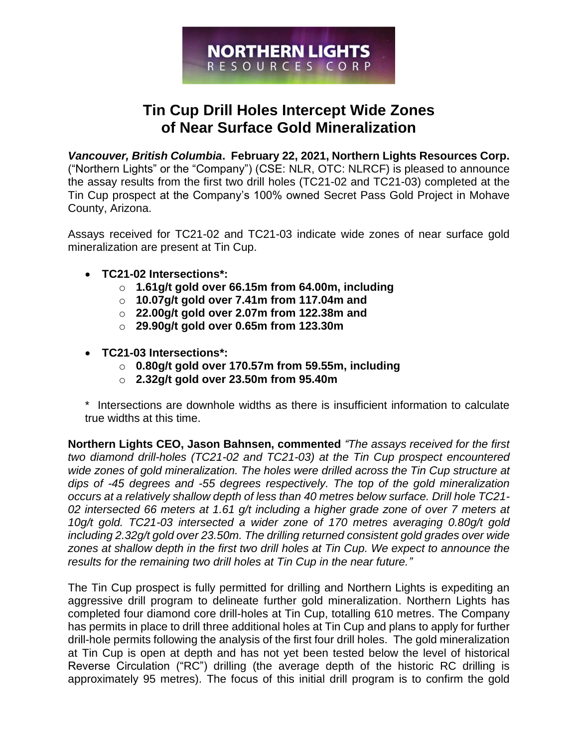NORTHERN LIGHTS
RESOURCES CORP

# Tin Cup Drill Holes Intercept Wide Zones of Near Surface Gold Mineralization

***Vancouver, British Columbia*. February 22, 2021, Northern Lights Resources Corp.** ("Northern Lights" or the "Company") (CSE: NLR, OTC: NLRCF) is pleased to announce the assay results from the first two drill holes (TC21-02 and TC21-03) completed at the Tin Cup prospect at the Company's 100% owned Secret Pass Gold Project in Mohave County, Arizona.

Assays received for TC21-02 and TC21-03 indicate wide zones of near surface gold mineralization are present at Tin Cup.

- **TC21-02 Intersections*:**
  - **1.61g/t gold over 66.15m from 64.00m, including**
  - **10.07g/t gold over 7.41m from 117.04m and**
  - **22.00g/t gold over 2.07m from 122.38m and**
  - **29.90g/t gold over 0.65m from 123.30m**

- **TC21-03 Intersections*:**
  - **0.80g/t gold over 170.57m from 59.55m, including**
  - **2.32g/t gold over 23.50m from 95.40m**

\* Intersections are downhole widths as there is insufficient information to calculate true widths at this time.

**Northern Lights CEO, Jason Bahnsen, commented** *"The assays received for the first two diamond drill-holes (TC21-02 and TC21-03) at the Tin Cup prospect encountered wide zones of gold mineralization. The holes were drilled across the Tin Cup structure at dips of -45 degrees and -55 degrees respectively. The top of the gold mineralization occurs at a relatively shallow depth of less than 40 metres below surface. Drill hole TC21-02 intersected 66 meters at 1.61 g/t including a higher grade zone of over 7 meters at 10g/t gold. TC21-03 intersected a wider zone of 170 metres averaging 0.80g/t gold including 2.32g/t gold over 23.50m. The drilling returned consistent gold grades over wide zones at shallow depth in the first two drill holes at Tin Cup. We expect to announce the results for the remaining two drill holes at Tin Cup in the near future."*

The Tin Cup prospect is fully permitted for drilling and Northern Lights is expediting an aggressive drill program to delineate further gold mineralization. Northern Lights has completed four diamond core drill-holes at Tin Cup, totalling 610 metres. The Company has permits in place to drill three additional holes at Tin Cup and plans to apply for further drill-hole permits following the analysis of the first four drill holes. The gold mineralization at Tin Cup is open at depth and has not yet been tested below the level of historical Reverse Circulation ("RC") drilling (the average depth of the historic RC drilling is approximately 95 metres). The focus of this initial drill program is to confirm the gold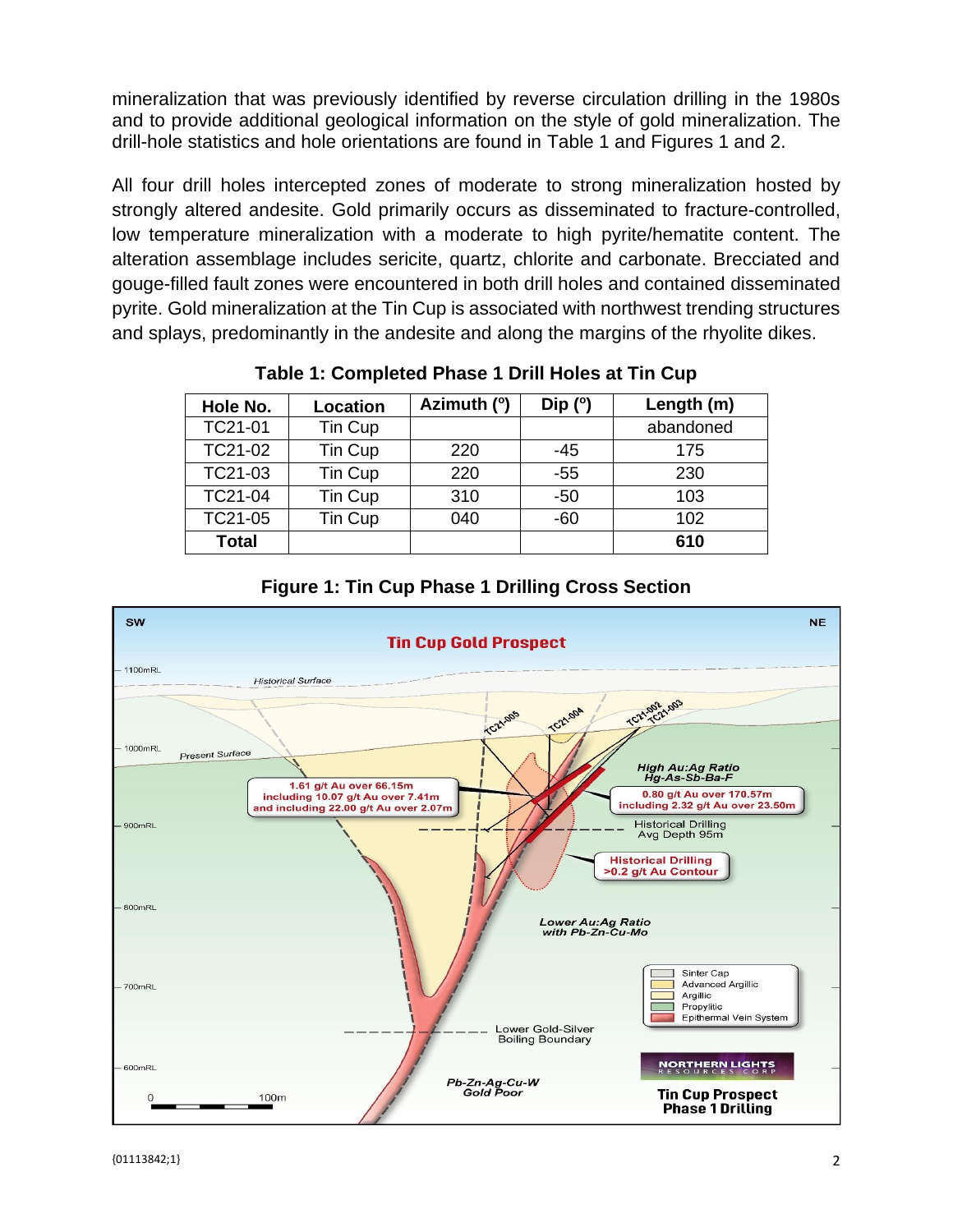mineralization that was previously identified by reverse circulation drilling in the 1980s and to provide additional geological information on the style of gold mineralization. The drill-hole statistics and hole orientations are found in Table 1 and Figures 1 and 2.

All four drill holes intercepted zones of moderate to strong mineralization hosted by strongly altered andesite. Gold primarily occurs as disseminated to fracture-controlled, low temperature mineralization with a moderate to high pyrite/hematite content. The alteration assemblage includes sericite, quartz, chlorite and carbonate. Brecciated and gouge-filled fault zones were encountered in both drill holes and contained disseminated pyrite. Gold mineralization at the Tin Cup is associated with northwest trending structures and splays, predominantly in the andesite and along the margins of the rhyolite dikes.

**Table 1: Completed Phase 1 Drill Holes at Tin Cup**

| Hole No. | Location | Azimuth (º) | Dip (º) | Length (m) |
|---|---|---|---|---|
| TC21-01 | Tin Cup | | | abandoned |
| TC21-02 | Tin Cup | 220 | -45 | 175 |
| TC21-03 | Tin Cup | 220 | -55 | 230 |
| TC21-04 | Tin Cup | 310 | -50 | 103 |
| TC21-05 | Tin Cup | 040 | -60 | 102 |
| **Total** | | | | **610** |

**Figure 1: Tin Cup Phase 1 Drilling Cross Section**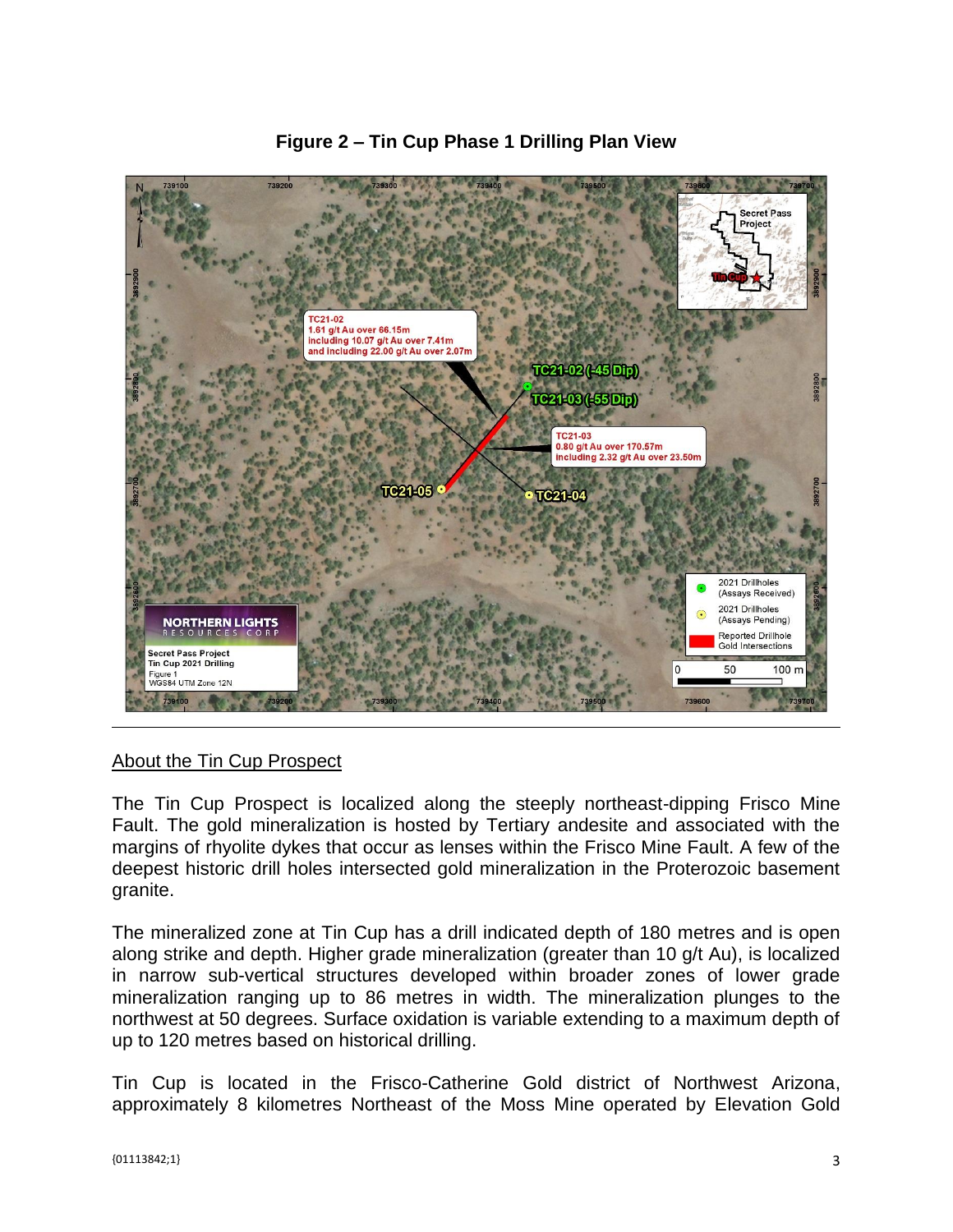**Figure 2 – Tin Cup Phase 1 Drilling Plan View**

---

<u>About the Tin Cup Prospect</u>

The Tin Cup Prospect is localized along the steeply northeast-dipping Frisco Mine Fault. The gold mineralization is hosted by Tertiary andesite and associated with the margins of rhyolite dykes that occur as lenses within the Frisco Mine Fault. A few of the deepest historic drill holes intersected gold mineralization in the Proterozoic basement granite.

The mineralized zone at Tin Cup has a drill indicated depth of 180 metres and is open along strike and depth. Higher grade mineralization (greater than 10 g/t Au), is localized in narrow sub-vertical structures developed within broader zones of lower grade mineralization ranging up to 86 metres in width. The mineralization plunges to the northwest at 50 degrees. Surface oxidation is variable extending to a maximum depth of up to 120 metres based on historical drilling.

Tin Cup is located in the Frisco-Catherine Gold district of Northwest Arizona, approximately 8 kilometres Northeast of the Moss Mine operated by Elevation Gold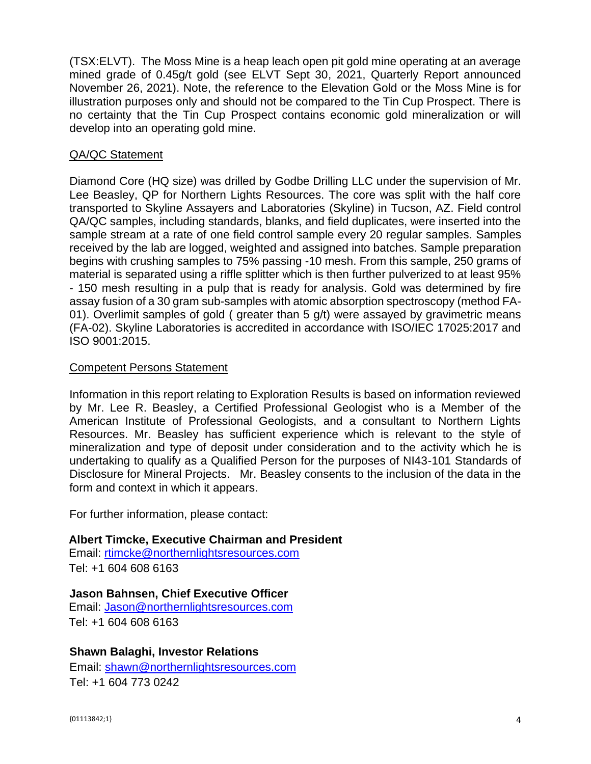(TSX:ELVT). The Moss Mine is a heap leach open pit gold mine operating at an average mined grade of 0.45g/t gold (see ELVT Sept 30, 2021, Quarterly Report announced November 26, 2021). Note, the reference to the Elevation Gold or the Moss Mine is for illustration purposes only and should not be compared to the Tin Cup Prospect. There is no certainty that the Tin Cup Prospect contains economic gold mineralization or will develop into an operating gold mine.

## QA/QC Statement

Diamond Core (HQ size) was drilled by Godbe Drilling LLC under the supervision of Mr. Lee Beasley, QP for Northern Lights Resources. The core was split with the half core transported to Skyline Assayers and Laboratories (Skyline) in Tucson, AZ. Field control QA/QC samples, including standards, blanks, and field duplicates, were inserted into the sample stream at a rate of one field control sample every 20 regular samples. Samples received by the lab are logged, weighted and assigned into batches. Sample preparation begins with crushing samples to 75% passing -10 mesh. From this sample, 250 grams of material is separated using a riffle splitter which is then further pulverized to at least 95% - 150 mesh resulting in a pulp that is ready for analysis. Gold was determined by fire assay fusion of a 30 gram sub-samples with atomic absorption spectroscopy (method FA-01). Overlimit samples of gold ( greater than 5 g/t) were assayed by gravimetric means (FA-02). Skyline Laboratories is accredited in accordance with ISO/IEC 17025:2017 and ISO 9001:2015.

## Competent Persons Statement

Information in this report relating to Exploration Results is based on information reviewed by Mr. Lee R. Beasley, a Certified Professional Geologist who is a Member of the American Institute of Professional Geologists, and a consultant to Northern Lights Resources. Mr. Beasley has sufficient experience which is relevant to the style of mineralization and type of deposit under consideration and to the activity which he is undertaking to qualify as a Qualified Person for the purposes of NI43-101 Standards of Disclosure for Mineral Projects. Mr. Beasley consents to the inclusion of the data in the form and context in which it appears.

For further information, please contact:

**Albert Timcke, Executive Chairman and President**
Email: rtimcke@northernlightsresources.com
Tel: +1 604 608 6163

**Jason Bahnsen, Chief Executive Officer**
Email: Jason@northernlightsresources.com
Tel: +1 604 608 6163

**Shawn Balaghi, Investor Relations**
Email: shawn@northernlightsresources.com
Tel: +1 604 773 0242

{01113842;1}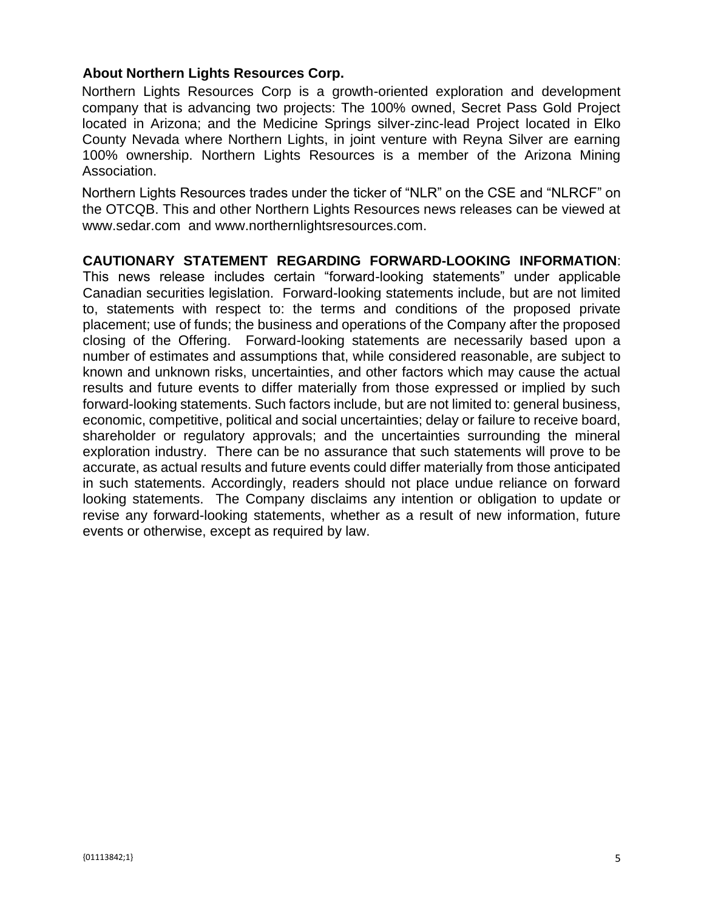**About Northern Lights Resources Corp.**

Northern Lights Resources Corp is a growth-oriented exploration and development company that is advancing two projects: The 100% owned, Secret Pass Gold Project located in Arizona; and the Medicine Springs silver-zinc-lead Project located in Elko County Nevada where Northern Lights, in joint venture with Reyna Silver are earning 100% ownership. Northern Lights Resources is a member of the Arizona Mining Association.

Northern Lights Resources trades under the ticker of "NLR" on the CSE and "NLRCF" on the OTCQB. This and other Northern Lights Resources news releases can be viewed at www.sedar.com and www.northernlightsresources.com.

**CAUTIONARY STATEMENT REGARDING FORWARD-LOOKING INFORMATION**: This news release includes certain "forward-looking statements" under applicable Canadian securities legislation. Forward-looking statements include, but are not limited to, statements with respect to: the terms and conditions of the proposed private placement; use of funds; the business and operations of the Company after the proposed closing of the Offering. Forward-looking statements are necessarily based upon a number of estimates and assumptions that, while considered reasonable, are subject to known and unknown risks, uncertainties, and other factors which may cause the actual results and future events to differ materially from those expressed or implied by such forward-looking statements. Such factors include, but are not limited to: general business, economic, competitive, political and social uncertainties; delay or failure to receive board, shareholder or regulatory approvals; and the uncertainties surrounding the mineral exploration industry. There can be no assurance that such statements will prove to be accurate, as actual results and future events could differ materially from those anticipated in such statements. Accordingly, readers should not place undue reliance on forward looking statements. The Company disclaims any intention or obligation to update or revise any forward-looking statements, whether as a result of new information, future events or otherwise, except as required by law.

{01113842;1}